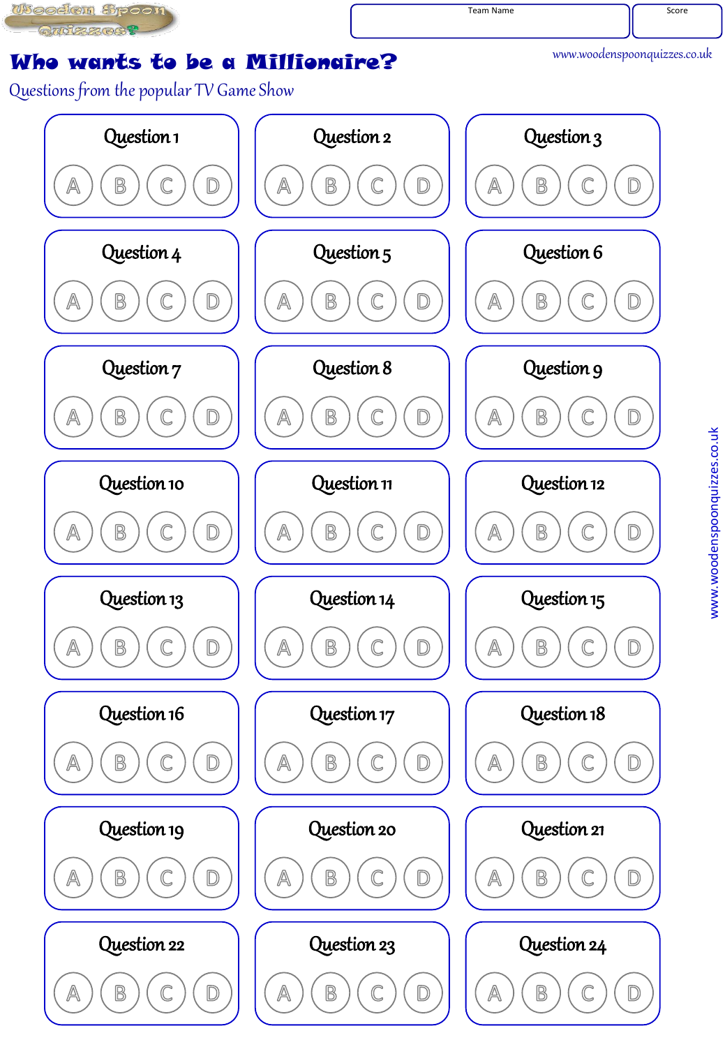Wooden Spoon Quizzes

| Team Name | Score |
| --- | --- |
| | |

# Who wants to be a Millionaire?

www.woodenspoonquizzes.co.uk

Questions from the popular TV Game Show

| Question 1 | Question 2 | Question 3 |
| --- | --- | --- |
| A B C D | A B C D | A B C D |
| **Question 4** | **Question 5** | **Question 6** |
| A B C D | A B C D | A B C D |
| **Question 7** | **Question 8** | **Question 9** |
| A B C D | A B C D | A B C D |
| **Question 10** | **Question 11** | **Question 12** |
| A B C D | A B C D | A B C D |
| **Question 13** | **Question 14** | **Question 15** |
| A B C D | A B C D | A B C D |
| **Question 16** | **Question 17** | **Question 18** |
| A B C D | A B C D | A B C D |
| **Question 19** | **Question 20** | **Question 21** |
| A B C D | A B C D | A B C D |
| **Question 22** | **Question 23** | **Question 24** |
| A B C D | A B C D | A B C D |

www.woodenspoonquizzes.co.uk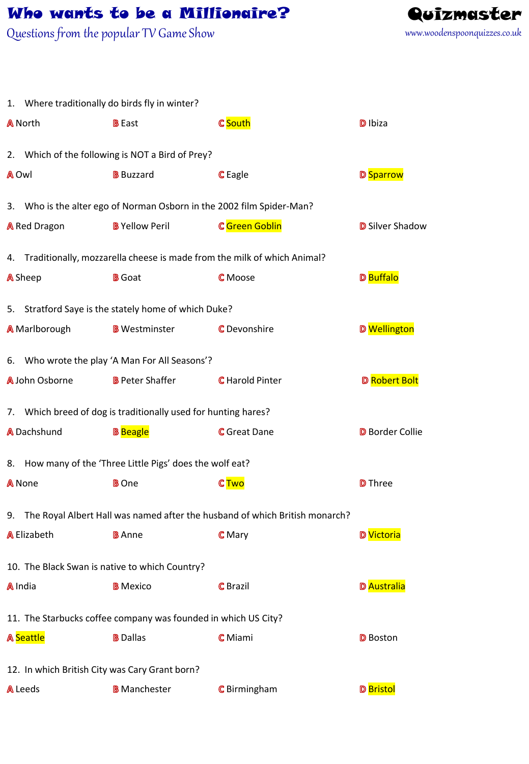# Who wants to be a Millionaire?

Questions from the popular TV Game Show

**Quizmaster**

www.woodenspoonquizzes.co.uk

1. Where traditionally do birds fly in winter?

A North B East C South D Ibiza

2. Which of the following is NOT a Bird of Prey?

A Owl B Buzzard C Eagle D Sparrow

3. Who is the alter ego of Norman Osborn in the 2002 film Spider-Man?

A Red Dragon B Yellow Peril C Green Goblin D Silver Shadow

4. Traditionally, mozzarella cheese is made from the milk of which Animal?

A Sheep B Goat C Moose D Buffalo

5. Stratford Saye is the stately home of which Duke?

A Marlborough B Westminster C Devonshire D Wellington

6. Who wrote the play 'A Man For All Seasons'?

A John Osborne B Peter Shaffer C Harold Pinter D Robert Bolt

7. Which breed of dog is traditionally used for hunting hares?

A Dachshund B Beagle C Great Dane D Border Collie

8. How many of the 'Three Little Pigs' does the wolf eat?

A None B One C Two D Three

9. The Royal Albert Hall was named after the husband of which British monarch?

A Elizabeth B Anne C Mary D Victoria

10. The Black Swan is native to which Country?

A India B Mexico C Brazil D Australia

11. The Starbucks coffee company was founded in which US City?

A Seattle B Dallas C Miami D Boston

12. In which British City was Cary Grant born?

A Leeds B Manchester C Birmingham D Bristol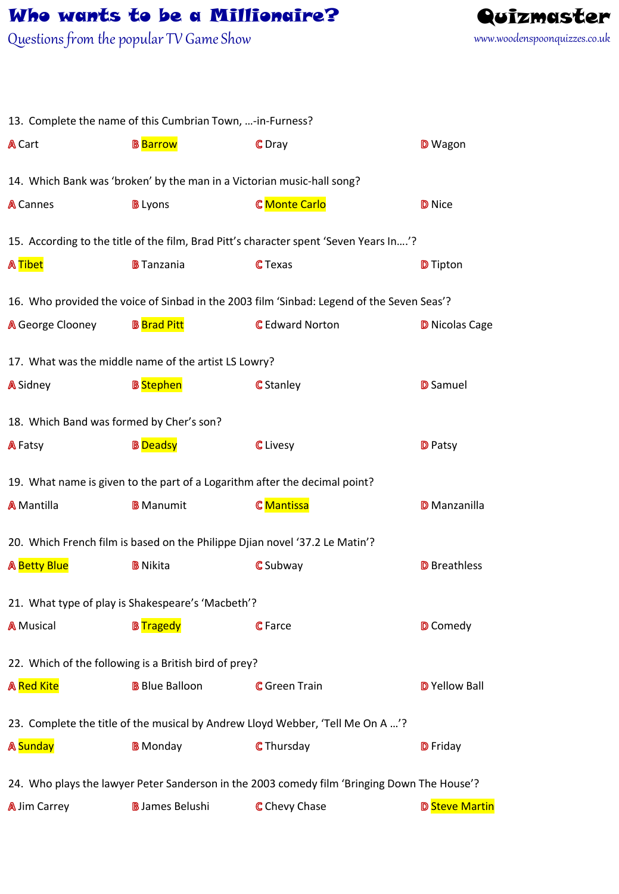# Who wants to be a Millionaire?

Questions from the popular TV Game Show

Quizmaster

www.woodenspoonquizzes.co.uk

13. Complete the name of this Cumbrian Town, …-in-Furness?

A Cart B Barrow C Dray D Wagon

14. Which Bank was 'broken' by the man in a Victorian music-hall song?

A Cannes B Lyons C Monte Carlo D Nice

15. According to the title of the film, Brad Pitt's character spent 'Seven Years In….'?

A Tibet B Tanzania C Texas D Tipton

16. Who provided the voice of Sinbad in the 2003 film 'Sinbad: Legend of the Seven Seas'?

A George Clooney B Brad Pitt C Edward Norton D Nicolas Cage

17. What was the middle name of the artist LS Lowry?

A Sidney B Stephen C Stanley D Samuel

18. Which Band was formed by Cher's son?

A Fatsy B Deadsy C Livesy D Patsy

19. What name is given to the part of a Logarithm after the decimal point?

A Mantilla B Manumit C Mantissa D Manzanilla

20. Which French film is based on the Philippe Djian novel '37.2 Le Matin'?

A Betty Blue B Nikita C Subway D Breathless

21. What type of play is Shakespeare's 'Macbeth'?

A Musical B Tragedy C Farce D Comedy

22. Which of the following is a British bird of prey?

A Red Kite B Blue Balloon C Green Train D Yellow Ball

23. Complete the title of the musical by Andrew Lloyd Webber, 'Tell Me On A …'?

A Sunday B Monday C Thursday D Friday

24. Who plays the lawyer Peter Sanderson in the 2003 comedy film 'Bringing Down The House'?

A Jim Carrey B James Belushi C Chevy Chase D Steve Martin